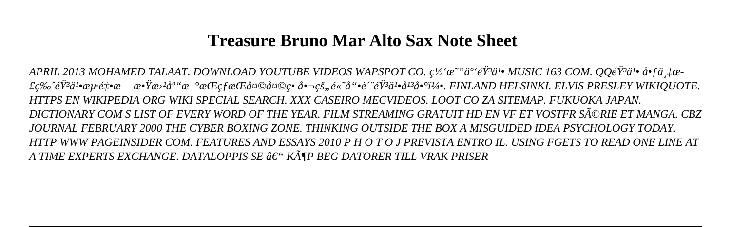# Treasure Bruno Mar Alto Sax Note Sheet

*APRIL 2013 MOHAMED TALAAT. DOWNLOAD YOUTUBE VIDEOS WAPSPOT CO. ç½'æ˜"äº'éŸ³ä¹• MUSIC 163 COM. QQéŸ³ä¹• å•ƒä¸‡æ­£ç‰ˆéŸ³ä¹•æµ·é‡•æ— æ•Ÿæ›²åº"æ–°æŒçƒæŒå¤©å¤©ç• å•¬çš"é«˜å"•è´¨éŸ³ä¹•å¹³å•°ï¼•. FINLAND HELSINKI. ELVIS PRESLEY WIKIQUOTE. HTTPS EN WIKIPEDIA ORG WIKI SPECIAL SEARCH. XXX CASEIRO MECVIDEOS. LOOT CO ZA SITEMAP. FUKUOKA JAPAN. DICTIONARY COM S LIST OF EVERY WORD OF THE YEAR. FILM STREAMING GRATUIT HD EN VF ET VOSTFR SÃ©RIE ET MANGA. CBZ JOURNAL FEBRUARY 2000 THE CYBER BOXING ZONE. THINKING OUTSIDE THE BOX A MISGUIDED IDEA PSYCHOLOGY TODAY. HTTP WWW PAGEINSIDER COM. FEATURES AND ESSAYS 2010 P H O T O J PREVISTA ENTRO IL. USING FGETS TO READ ONE LINE AT A TIME EXPERTS EXCHANGE. DATALOPPIS SE â€" KÃ¶P BEG DATORER TILL VRAK PRISER*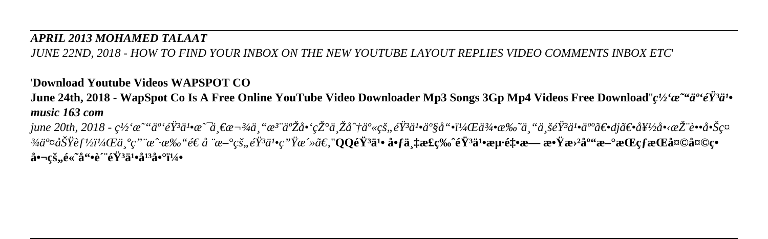*APRIL 2013 MOHAMED TALAAT*

*JUNE 22ND, 2018 - HOW TO FIND YOUR INBOX ON THE NEW YOUTUBE LAYOUT REPLIES VIDEO COMMENTS INBOX ETC*'

'**Download Youtube Videos WAPSPOT CO**

**June 24th, 2018 - WapSpot Co Is A Free Online YouTube Video Downloader Mp3 Songs 3Gp Mp4 Videos Free Download**''***ç½'æ˜"äº'éŸ³ä¹• music 163 com***

*june 20th, 2018 - ç½'æ˜"äº'éŸ³ä¹•æ˜¯ä¸€æ¬¾ä¸"æ³¨äºŽå•'çŽ°ä¸Žåˆ†äº«çš„éŸ³ä¹•äº§å"•ï¼Œä¾•æ‰˜ä¸"ä¸šéŸ³ä¹•äººã€•djã€•å¥½å‹æŽ¨è••å•Šç¤¾äº¤åŠŸèƒ½ï¼Œä¸ºç"¨æˆ·æ‰"é€ å ¨æ–°çš„éŸ³ä¹•ç"Ÿæ´»ã€‚*''**QQéŸ³ä¹• å•ƒä¸‡æ£ç‰ˆéŸ³ä¹•æµ·é‡•æ— æ•Ÿæ›²åº"æ–°æŒçƒæŒå¤©ç• å•¬çš„é«˜å"•è´¨éŸ³ä¹•å¹³å•°ï¼•**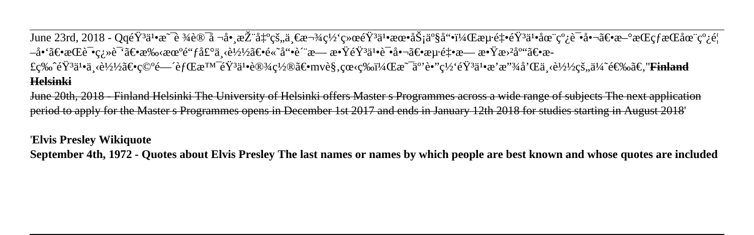June 23rd, 2018 - QqéŸ³ä¹•æ˜¯è ¾è®¯å ¬å•¸æŽ¨å‡ºçš„ä¸€æ¬¾ç½‘ç»œéŸ³ä¹•æœ•åŠ¡äº§å“•ï¼Œæµ·é‡•éŸ³ä¹•åœ¨çº¿è¯•å•¬ã€•æ–°æ­Œçƒæ­Œåœ¨çº¿é¦–å•‘ã€•æ­Œè¯•ç¿»è¯'ã€•æ‰‹æœºé“ƒå£°ä¸‹è½½ã€•é«˜å“•è´¨æ— æ•ŸéŸ³ä¹•è¯•å•¬ã€•æµ·é‡•æ— æ•Ÿæ›²åº"ã€•æ­£ç‰ˆéŸ³ä¹•ä¸‹è½½ã€•ç©ºé—´èƒŒæ™¯éŸ³ä¹•è®¾ç½®ã€•mvè§‚çœ‹ç‰ï¼Œæ˜¯äº'è•"ç½'éŸ³ä¹•æ'­æ"¾å'Œä¸‹è½½çš„ä¼˜é€‰ã€‚''**Finland Helsinki**

June 20th, 2018 - Finland Helsinki The University of Helsinki offers Master s Programmes across a wide range of subjects The next application period to apply for the Master s Programmes opens in December 1st 2017 and ends in January 12th 2018 for studies starting in August 2018'

'**Elvis Presley Wikiquote**

**September 4th, 1972 - Quotes about Elvis Presley The last names or names by which people are best known and whose quotes are included**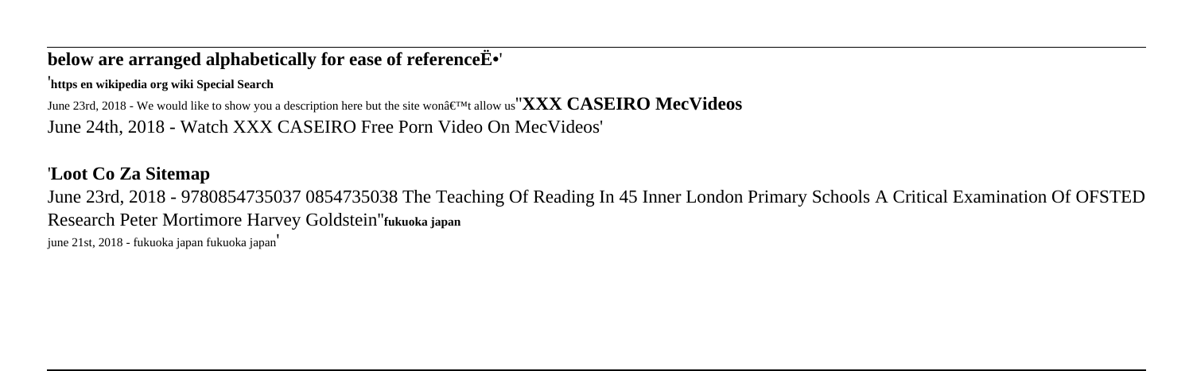**below are arranged alphabetically for ease of referenceË•'**

'**https en wikipedia org wiki Special Search**

June 23rd, 2018 - We would like to show you a description here but the site wonâ€™t allow us''**XXX CASEIRO MecVideos**

June 24th, 2018 - Watch XXX CASEIRO Free Porn Video On MecVideos'

'**Loot Co Za Sitemap**

June 23rd, 2018 - 9780854735037 0854735038 The Teaching Of Reading In 45 Inner London Primary Schools A Critical Examination Of OFSTED Research Peter Mortimore Harvey Goldstein''**fukuoka japan**

june 21st, 2018 - fukuoka japan fukuoka japan'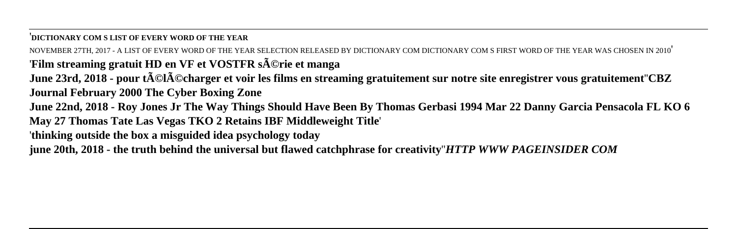'**DICTIONARY COM S LIST OF EVERY WORD OF THE YEAR**

NOVEMBER 27TH, 2017 - A LIST OF EVERY WORD OF THE YEAR SELECTION RELEASED BY DICTIONARY COM DICTIONARY COM S FIRST WORD OF THE YEAR WAS CHOSEN IN 2010'

'**Film streaming gratuit HD en VF et VOSTFR sÃ©rie et manga**

**June 23rd, 2018 - pour tÃ©lÃ©charger et voir les films en streaming gratuitement sur notre site enregistrer vous gratuitement**''**CBZ Journal February 2000 The Cyber Boxing Zone**

**June 22nd, 2018 - Roy Jones Jr The Way Things Should Have Been By Thomas Gerbasi 1994 Mar 22 Danny Garcia Pensacola FL KO 6 May 27 Thomas Tate Las Vegas TKO 2 Retains IBF Middleweight Title**'

'**thinking outside the box a misguided idea psychology today**

**june 20th, 2018 - the truth behind the universal but flawed catchphrase for creativity**''***HTTP WWW PAGEINSIDER COM***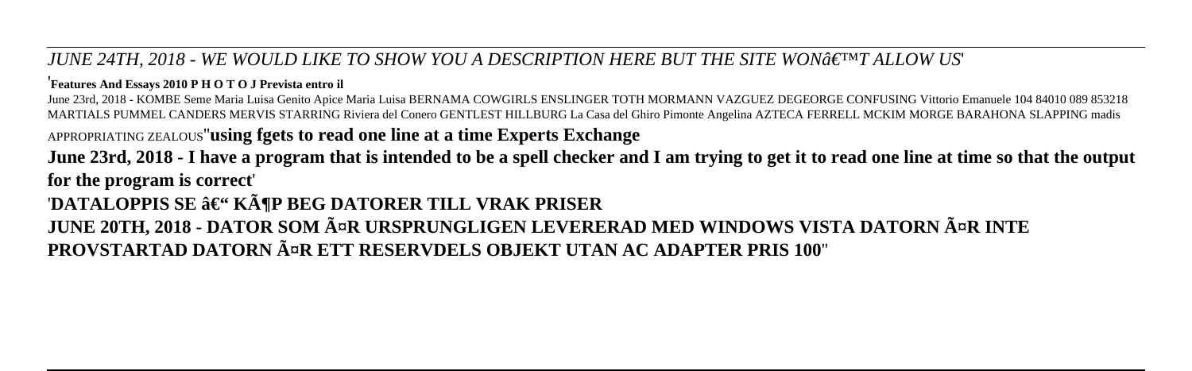*JUNE 24TH, 2018 - WE WOULD LIKE TO SHOW YOU A DESCRIPTION HERE BUT THE SITE WONâ€™T ALLOW US*'

'**Features And Essays 2010 P H O T O J Prevista entro il**

June 23rd, 2018 - KOMBE Seme Maria Luisa Genito Apice Maria Luisa BERNAMA COWGIRLS ENSLINGER TOTH MORMANN VAZGUEZ DEGEORGE CONFUSING Vittorio Emanuele 104 84010 089 853218 MARTIALS PUMMEL CANDERS MERVIS STARRING Riviera del Conero GENTLEST HILLBURG La Casa del Ghiro Pimonte Angelina AZTECA FERRELL MCKIM MORGE BARAHONA SLAPPING madis APPROPRIATING ZEALOUS''**using fgets to read one line at a time Experts Exchange**

**June 23rd, 2018 - I have a program that is intended to be a spell checker and I am trying to get it to read one line at time so that the output for the program is correct**'

'**DATALOPPIS SE â€“ KÃ¶P BEG DATORER TILL VRAK PRISER**

**JUNE 20TH, 2018 - DATOR SOM Ã¤R URSPRUNGLIGEN LEVERERAD MED WINDOWS VISTA DATORN Ã¤R INTE PROVSTARTAD DATORN Ã¤R ETT RESERVDELS OBJEKT UTAN AC ADAPTER PRIS 100**''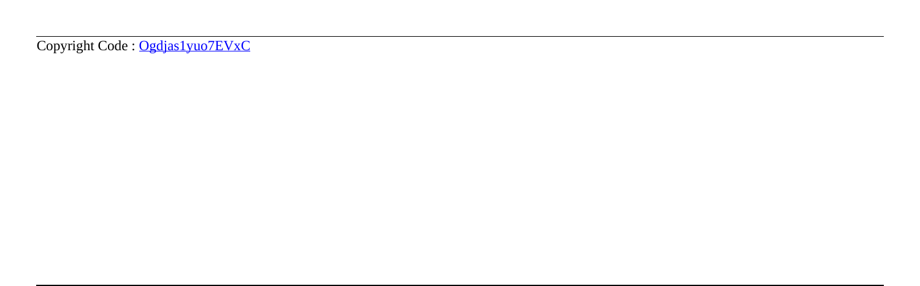Copyright Code : [Ogdjas1yuo7EVxC]